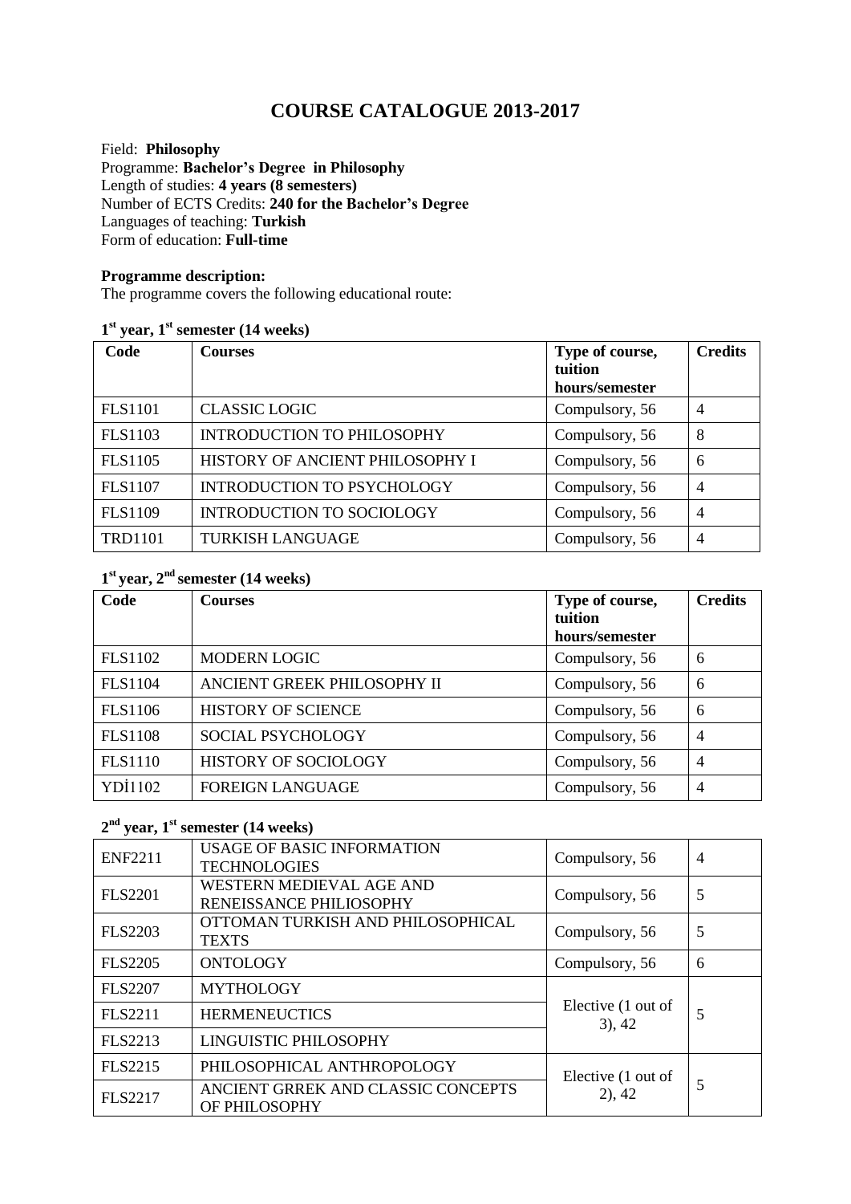# COURSE CATALOGUE 2013-2017

Field: **Philosophy**
Programme: **Bachelor's Degree in Philosophy**
Length of studies: **4 years (8 semesters)**
Number of ECTS Credits: **240 for the Bachelor's Degree**
Languages of teaching: **Turkish**
Form of education: **Full-time**

**Programme description:**
The programme covers the following educational route:

### 1st year, 1st semester (14 weeks)

| Code | Courses | Type of course, tuition hours/semester | Credits |
|---|---|---|---|
| FLS1101 | CLASSIC LOGIC | Compulsory, 56 | 4 |
| FLS1103 | INTRODUCTION TO PHILOSOPHY | Compulsory, 56 | 8 |
| FLS1105 | HISTORY OF ANCIENT PHILOSOPHY I | Compulsory, 56 | 6 |
| FLS1107 | INTRODUCTION TO PSYCHOLOGY | Compulsory, 56 | 4 |
| FLS1109 | INTRODUCTION TO SOCIOLOGY | Compulsory, 56 | 4 |
| TRD1101 | TURKISH LANGUAGE | Compulsory, 56 | 4 |

### 1st year, 2nd semester (14 weeks)

| Code | Courses | Type of course, tuition hours/semester | Credits |
|---|---|---|---|
| FLS1102 | MODERN LOGIC | Compulsory, 56 | 6 |
| FLS1104 | ANCIENT GREEK PHILOSOPHY II | Compulsory, 56 | 6 |
| FLS1106 | HISTORY OF SCIENCE | Compulsory, 56 | 6 |
| FLS1108 | SOCIAL PSYCHOLOGY | Compulsory, 56 | 4 |
| FLS1110 | HISTORY OF SOCIOLOGY | Compulsory, 56 | 4 |
| YDİ1102 | FOREIGN LANGUAGE | Compulsory, 56 | 4 |

### 2nd year, 1st semester (14 weeks)

| Code | Courses | Type of course, tuition hours/semester | Credits |
|---|---|---|---|
| ENF2211 | USAGE OF BASIC INFORMATION TECHNOLOGIES | Compulsory, 56 | 4 |
| FLS2201 | WESTERN MEDIEVAL AGE AND RENEISSANCE PHILIOSOPHY | Compulsory, 56 | 5 |
| FLS2203 | OTTOMAN TURKISH AND PHILOSOPHICAL TEXTS | Compulsory, 56 | 5 |
| FLS2205 | ONTOLOGY | Compulsory, 56 | 6 |
| FLS2207 | MYTHOLOGY | Elective (1 out of 3), 42 | 5 |
| FLS2211 | HERMENEUCTICS | | |
| FLS2213 | LINGUISTIC PHILOSOPHY | | |
| FLS2215 | PHILOSOPHICAL ANTHROPOLOGY | Elective (1 out of 2), 42 | 5 |
| FLS2217 | ANCIENT GRREK AND CLASSIC CONCEPTS OF PHILOSOPHY | | |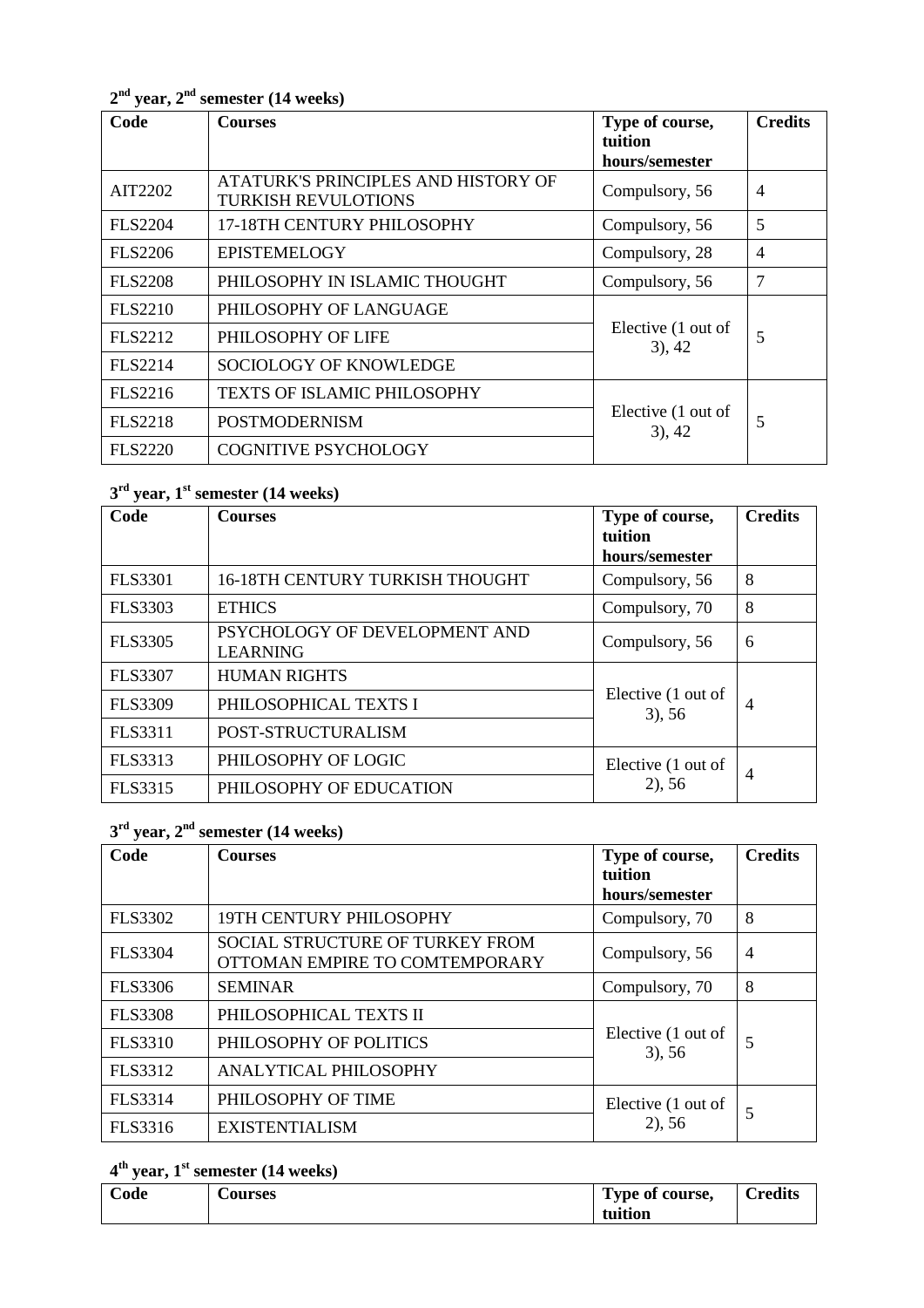**2nd year, 2nd semester (14 weeks)**

| Code | Courses | Type of course, tuition hours/semester | Credits |
|---|---|---|---|
| AIT2202 | ATATURK'S PRINCIPLES AND HISTORY OF TURKISH REVULOTIONS | Compulsory, 56 | 4 |
| FLS2204 | 17-18TH CENTURY PHILOSOPHY | Compulsory, 56 | 5 |
| FLS2206 | EPISTEMELOGY | Compulsory, 28 | 4 |
| FLS2208 | PHILOSOPHY IN ISLAMIC THOUGHT | Compulsory, 56 | 7 |
| FLS2210 | PHILOSOPHY OF LANGUAGE | Elective (1 out of 3), 42 | 5 |
| FLS2212 | PHILOSOPHY OF LIFE | | |
| FLS2214 | SOCIOLOGY OF KNOWLEDGE | | |
| FLS2216 | TEXTS OF ISLAMIC PHILOSOPHY | Elective (1 out of 3), 42 | 5 |
| FLS2218 | POSTMODERNISM | | |
| FLS2220 | COGNITIVE PSYCHOLOGY | | |

**3rd year, 1st semester (14 weeks)**

| Code | Courses | Type of course, tuition hours/semester | Credits |
|---|---|---|---|
| FLS3301 | 16-18TH CENTURY TURKISH THOUGHT | Compulsory, 56 | 8 |
| FLS3303 | ETHICS | Compulsory, 70 | 8 |
| FLS3305 | PSYCHOLOGY OF DEVELOPMENT AND LEARNING | Compulsory, 56 | 6 |
| FLS3307 | HUMAN RIGHTS | Elective (1 out of 3), 56 | 4 |
| FLS3309 | PHILOSOPHICAL TEXTS I | | |
| FLS3311 | POST-STRUCTURALISM | | |
| FLS3313 | PHILOSOPHY OF LOGIC | Elective (1 out of 2), 56 | 4 |
| FLS3315 | PHILOSOPHY OF EDUCATION | | |

**3rd year, 2nd semester (14 weeks)**

| Code | Courses | Type of course, tuition hours/semester | Credits |
|---|---|---|---|
| FLS3302 | 19TH CENTURY PHILOSOPHY | Compulsory, 70 | 8 |
| FLS3304 | SOCIAL STRUCTURE OF TURKEY FROM OTTOMAN EMPIRE TO COMTEMPORARY | Compulsory, 56 | 4 |
| FLS3306 | SEMINAR | Compulsory, 70 | 8 |
| FLS3308 | PHILOSOPHICAL TEXTS II | Elective (1 out of 3), 56 | 5 |
| FLS3310 | PHILOSOPHY OF POLITICS | | |
| FLS3312 | ANALYTICAL PHILOSOPHY | | |
| FLS3314 | PHILOSOPHY OF TIME | Elective (1 out of 2), 56 | 5 |
| FLS3316 | EXISTENTIALISM | | |

**4th year, 1st semester (14 weeks)**

| Code | Courses | Type of course, tuition | Credits |
|---|---|---|---|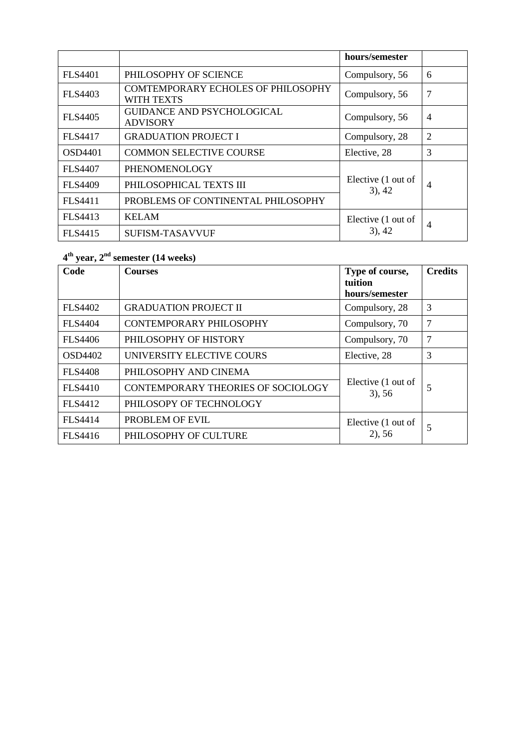| | | hours/semester | |
|---|---|---|---|
| FLS4401 | PHILOSOPHY OF SCIENCE | Compulsory, 56 | 6 |
| FLS4403 | COMTEMPORARY ECHOLES OF PHILOSOPHY WITH TEXTS | Compulsory, 56 | 7 |
| FLS4405 | GUIDANCE AND PSYCHOLOGICAL ADVISORY | Compulsory, 56 | 4 |
| FLS4417 | GRADUATION PROJECT I | Compulsory, 28 | 2 |
| OSD4401 | COMMON SELECTIVE COURSE | Elective, 28 | 3 |
| FLS4407 | PHENOMENOLOGY | Elective (1 out of 3), 42 | 4 |
| FLS4409 | PHILOSOPHICAL TEXTS III | | |
| FLS4411 | PROBLEMS OF CONTINENTAL PHILOSOPHY | | |
| FLS4413 | KELAM | Elective (1 out of 3), 42 | 4 |
| FLS4415 | SUFISM-TASAVVUF | | |

**4th year, 2nd semester (14 weeks)**

| Code | Courses | Type of course, tuition hours/semester | Credits |
|---|---|---|---|
| FLS4402 | GRADUATION PROJECT II | Compulsory, 28 | 3 |
| FLS4404 | CONTEMPORARY PHILOSOPHY | Compulsory, 70 | 7 |
| FLS4406 | PHILOSOPHY OF HISTORY | Compulsory, 70 | 7 |
| OSD4402 | UNIVERSITY ELECTIVE COURS | Elective, 28 | 3 |
| FLS4408 | PHILOSOPHY AND CINEMA | Elective (1 out of 3), 56 | 5 |
| FLS4410 | CONTEMPORARY THEORIES OF SOCIOLOGY | | |
| FLS4412 | PHILOSOPY OF TECHNOLOGY | | |
| FLS4414 | PROBLEM OF EVIL | Elective (1 out of 2), 56 | 5 |
| FLS4416 | PHILOSOPHY OF CULTURE | | |